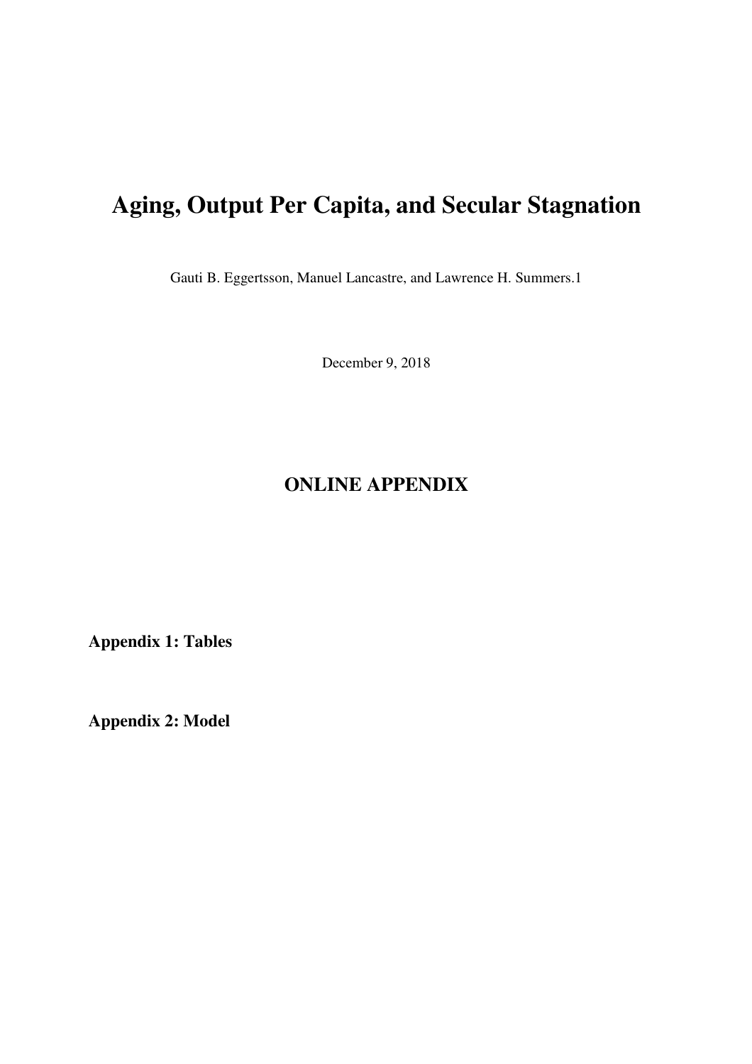# Aging, Output Per Capita, and Secular Stagnation

Gauti B. Eggertsson, Manuel Lancastre, and Lawrence H. Summers.[1]

December 9, 2018

## ONLINE APPENDIX

**Appendix 1: Tables**

**Appendix 2: Model**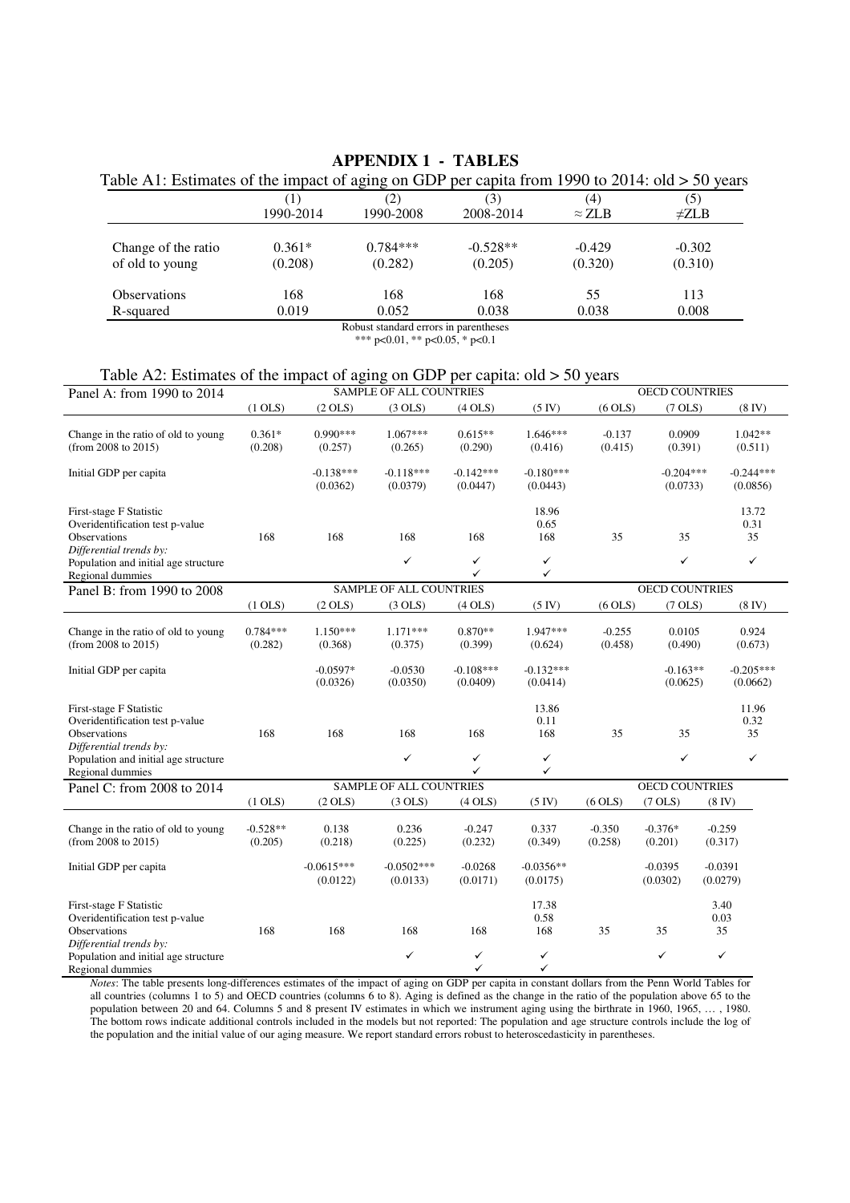# APPENDIX 1 - TABLES

Table A1: Estimates of the impact of aging on GDP per capita from 1990 to 2014: old > 50 years

| | (1) 1990-2014 | (2) 1990-2008 | (3) 2008-2014 | (4) ≈ ZLB | (5) ≠ZLB |
|---|---|---|---|---|---|
| Change of the ratio of old to young | 0.361* | 0.784*** | -0.528** | -0.429 | -0.302 |
| | (0.208) | (0.282) | (0.205) | (0.320) | (0.310) |
| Observations | 168 | 168 | 168 | 55 | 113 |
| R-squared | 0.019 | 0.052 | 0.038 | 0.038 | 0.008 |

Robust standard errors in parentheses
*** p<0.01, ** p<0.05, * p<0.1

Table A2: Estimates of the impact of aging on GDP per capita: old > 50 years

| Panel A: from 1990 to 2014 | SAMPLE OF ALL COUNTRIES | | | | | OECD COUNTRIES | | |
|---|---|---|---|---|---|---|---|---|
| | (1 OLS) | (2 OLS) | (3 OLS) | (4 OLS) | (5 IV) | (6 OLS) | (7 OLS) | (8 IV) |
| Change in the ratio of old to young (from 2008 to 2015) | 0.361* | 0.990*** | 1.067*** | 0.615** | 1.646*** | -0.137 | 0.0909 | 1.042** |
| | (0.208) | (0.257) | (0.265) | (0.290) | (0.416) | (0.415) | (0.391) | (0.511) |
| Initial GDP per capita | | -0.138*** | -0.118*** | -0.142*** | -0.180*** | | -0.204*** | -0.244*** |
| | | (0.0362) | (0.0379) | (0.0447) | (0.0443) | | (0.0733) | (0.0856) |
| First-stage F Statistic | | | | | 18.96 | | | 13.72 |
| Overidentification test p-value | | | | | 0.65 | | | 0.31 |
| Observations | 168 | 168 | 168 | 168 | 168 | 35 | 35 | 35 |
| *Differential trends by:* | | | | | | | | |
| Population and initial age structure | | | ✓ | ✓ | ✓ | | ✓ | ✓ |
| Regional dummies | | | | ✓ | ✓ | | | |

| Panel B: from 1990 to 2008 | SAMPLE OF ALL COUNTRIES | | | | | OECD COUNTRIES | | |
|---|---|---|---|---|---|---|---|---|
| | (1 OLS) | (2 OLS) | (3 OLS) | (4 OLS) | (5 IV) | (6 OLS) | (7 OLS) | (8 IV) |
| Change in the ratio of old to young (from 2008 to 2015) | 0.784*** | 1.150*** | 1.171*** | 0.870** | 1.947*** | -0.255 | 0.0105 | 0.924 |
| | (0.282) | (0.368) | (0.375) | (0.399) | (0.624) | (0.458) | (0.490) | (0.673) |
| Initial GDP per capita | | -0.0597* | -0.0530 | -0.108*** | -0.132*** | | -0.163** | -0.205*** |
| | | (0.0326) | (0.0350) | (0.0409) | (0.0414) | | (0.0625) | (0.0662) |
| First-stage F Statistic | | | | | 13.86 | | | 11.96 |
| Overidentification test p-value | | | | | 0.11 | | | 0.32 |
| Observations | 168 | 168 | 168 | 168 | 168 | 35 | 35 | 35 |
| *Differential trends by:* | | | | | | | | |
| Population and initial age structure | | | ✓ | ✓ | ✓ | | ✓ | ✓ |
| Regional dummies | | | | ✓ | ✓ | | | |

| Panel C: from 2008 to 2014 | SAMPLE OF ALL COUNTRIES | | | | | OECD COUNTRIES | | |
|---|---|---|---|---|---|---|---|---|
| | (1 OLS) | (2 OLS) | (3 OLS) | (4 OLS) | (5 IV) | (6 OLS) | (7 OLS) | (8 IV) |
| Change in the ratio of old to young (from 2008 to 2015) | -0.528** | 0.138 | 0.236 | -0.247 | 0.337 | -0.350 | -0.376* | -0.259 |
| | (0.205) | (0.218) | (0.225) | (0.232) | (0.349) | (0.258) | (0.201) | (0.317) |
| Initial GDP per capita | | -0.0615*** | -0.0502*** | -0.0268 | -0.0356** | | -0.0395 | -0.0391 |
| | | (0.0122) | (0.0133) | (0.0171) | (0.0175) | | (0.0302) | (0.0279) |
| First-stage F Statistic | | | | | 17.38 | | | 3.40 |
| Overidentification test p-value | | | | | 0.58 | | | 0.03 |
| Observations | 168 | 168 | 168 | 168 | 168 | 35 | 35 | 35 |
| *Differential trends by:* | | | | | | | | |
| Population and initial age structure | | | ✓ | ✓ | ✓ | | ✓ | ✓ |
| Regional dummies | | | | ✓ | ✓ | | | |

*Notes*: The table presents long-differences estimates of the impact of aging on GDP per capita in constant dollars from the Penn World Tables for all countries (columns 1 to 5) and OECD countries (columns 6 to 8). Aging is defined as the change in the ratio of the population above 65 to the population between 20 and 64. Columns 5 and 8 present IV estimates in which we instrument aging using the birthrate in 1960, 1965, … , 1980. The bottom rows indicate additional controls included in the models but not reported: The population and age structure controls include the log of the population and the initial value of our aging measure. We report standard errors robust to heteroscedasticity in parentheses.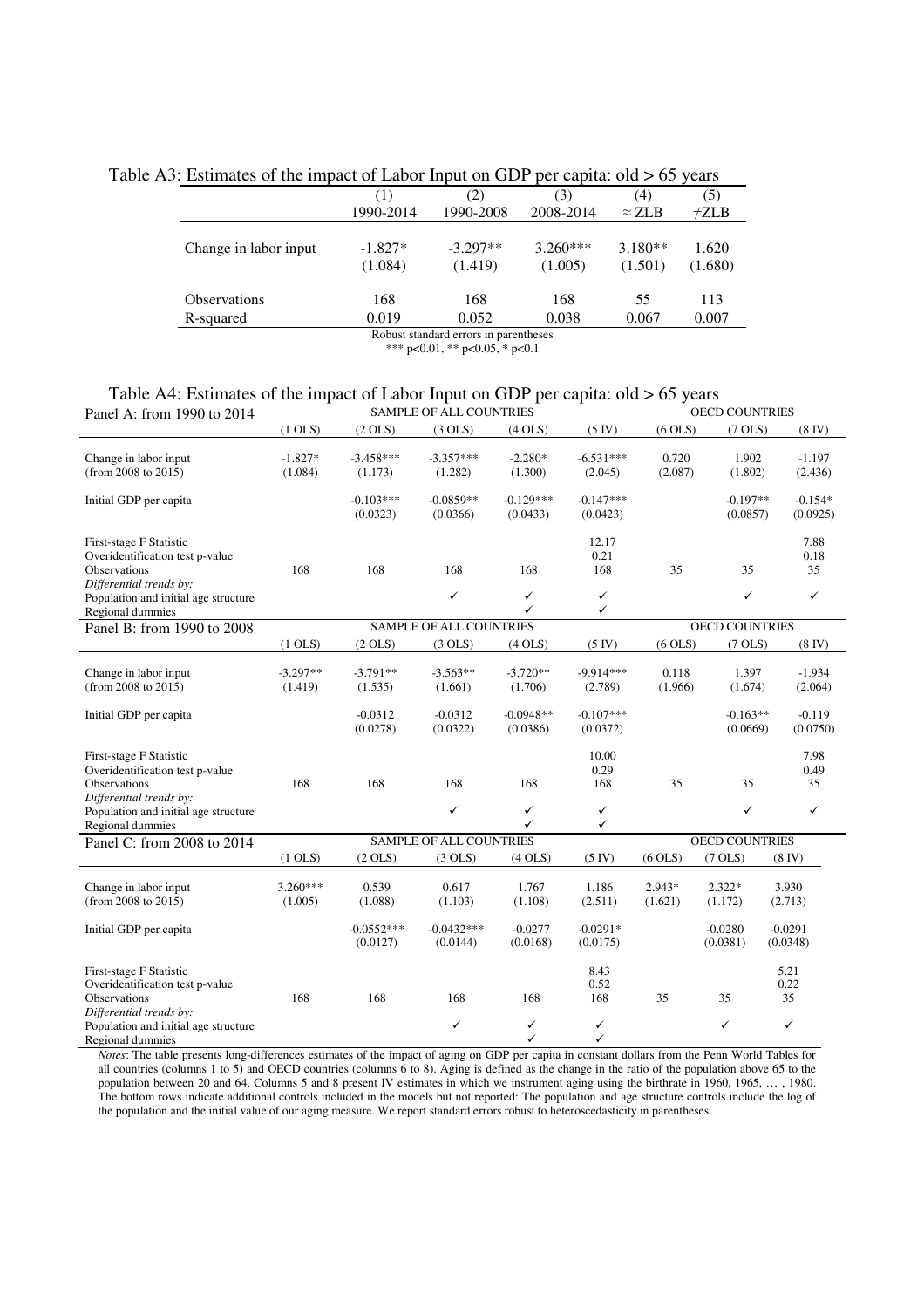Table A3: Estimates of the impact of Labor Input on GDP per capita: old > 65 years

| | (1) | (2) | (3) | (4) | (5) |
|---|---|---|---|---|---|
| | 1990-2014 | 1990-2008 | 2008-2014 | ≈ ZLB | ≠ZLB |
| Change in labor input | -1.827* | -3.297** | 3.260*** | 3.180** | 1.620 |
| | (1.084) | (1.419) | (1.005) | (1.501) | (1.680) |
| Observations | 168 | 168 | 168 | 55 | 113 |
| R-squared | 0.019 | 0.052 | 0.038 | 0.067 | 0.007 |

Robust standard errors in parentheses
*** p<0.01, ** p<0.05, * p<0.1

Table A4: Estimates of the impact of Labor Input on GDP per capita: old > 65 years

| Panel A: from 1990 to 2014 | SAMPLE OF ALL COUNTRIES | | | | | OECD COUNTRIES | | |
|---|---|---|---|---|---|---|---|---|
| | (1 OLS) | (2 OLS) | (3 OLS) | (4 OLS) | (5 IV) | (6 OLS) | (7 OLS) | (8 IV) |
| Change in labor input | -1.827* | -3.458*** | -3.357*** | -2.280* | -6.531*** | 0.720 | 1.902 | -1.197 |
| (from 2008 to 2015) | (1.084) | (1.173) | (1.282) | (1.300) | (2.045) | (2.087) | (1.802) | (2.436) |
| Initial GDP per capita | | -0.103*** | -0.0859** | -0.129*** | -0.147*** | | -0.197** | -0.154* |
| | | (0.0323) | (0.0366) | (0.0433) | (0.0423) | | (0.0857) | (0.0925) |
| First-stage F Statistic | | | | | 12.17 | | | 7.88 |
| Overidentification test p-value | | | | | 0.21 | | | 0.18 |
| Observations | 168 | 168 | 168 | 168 | 168 | 35 | 35 | 35 |
| *Differential trends by:* | | | | | | | | |
| Population and initial age structure | | | ✓ | ✓ | ✓ | | ✓ | ✓ |
| Regional dummies | | | | ✓ | ✓ | | | |
| **Panel B: from 1990 to 2008** | SAMPLE OF ALL COUNTRIES | | | | | OECD COUNTRIES | | |
| | (1 OLS) | (2 OLS) | (3 OLS) | (4 OLS) | (5 IV) | (6 OLS) | (7 OLS) | (8 IV) |
| Change in labor input | -3.297** | -3.791** | -3.563** | -3.720** | -9.914*** | 0.118 | 1.397 | -1.934 |
| (from 2008 to 2015) | (1.419) | (1.535) | (1.661) | (1.706) | (2.789) | (1.966) | (1.674) | (2.064) |
| Initial GDP per capita | | -0.0312 | -0.0312 | -0.0948** | -0.107*** | | -0.163** | -0.119 |
| | | (0.0278) | (0.0322) | (0.0386) | (0.0372) | | (0.0669) | (0.0750) |
| First-stage F Statistic | | | | | 10.00 | | | 7.98 |
| Overidentification test p-value | | | | | 0.29 | | | 0.49 |
| Observations | 168 | 168 | 168 | 168 | 168 | 35 | 35 | 35 |
| *Differential trends by:* | | | | | | | | |
| Population and initial age structure | | | ✓ | ✓ | ✓ | | ✓ | ✓ |
| Regional dummies | | | | ✓ | ✓ | | | |
| **Panel C: from 2008 to 2014** | SAMPLE OF ALL COUNTRIES | | | | | OECD COUNTRIES | | |
| | (1 OLS) | (2 OLS) | (3 OLS) | (4 OLS) | (5 IV) | (6 OLS) | (7 OLS) | (8 IV) |
| Change in labor input | 3.260*** | 0.539 | 0.617 | 1.767 | 1.186 | 2.943* | 2.322* | 3.930 |
| (from 2008 to 2015) | (1.005) | (1.088) | (1.103) | (1.108) | (2.511) | (1.621) | (1.172) | (2.713) |
| Initial GDP per capita | | -0.0552*** | -0.0432*** | -0.0277 | -0.0291* | | -0.0280 | -0.0291 |
| | | (0.0127) | (0.0144) | (0.0168) | (0.0175) | | (0.0381) | (0.0348) |
| First-stage F Statistic | | | | | 8.43 | | | 5.21 |
| Overidentification test p-value | | | | | 0.52 | | | 0.22 |
| Observations | 168 | 168 | 168 | 168 | 168 | 35 | 35 | 35 |
| *Differential trends by:* | | | | | | | | |
| Population and initial age structure | | | ✓ | ✓ | ✓ | | ✓ | ✓ |
| Regional dummies | | | | ✓ | ✓ | | | |

*Notes*: The table presents long-differences estimates of the impact of aging on GDP per capita in constant dollars from the Penn World Tables for all countries (columns 1 to 5) and OECD countries (columns 6 to 8). Aging is defined as the change in the ratio of the population above 65 to the population between 20 and 64. Columns 5 and 8 present IV estimates in which we instrument aging using the birthrate in 1960, 1965, … , 1980. The bottom rows indicate additional controls included in the models but not reported: The population and age structure controls include the log of the population and the initial value of our aging measure. We report standard errors robust to heteroscedasticity in parentheses.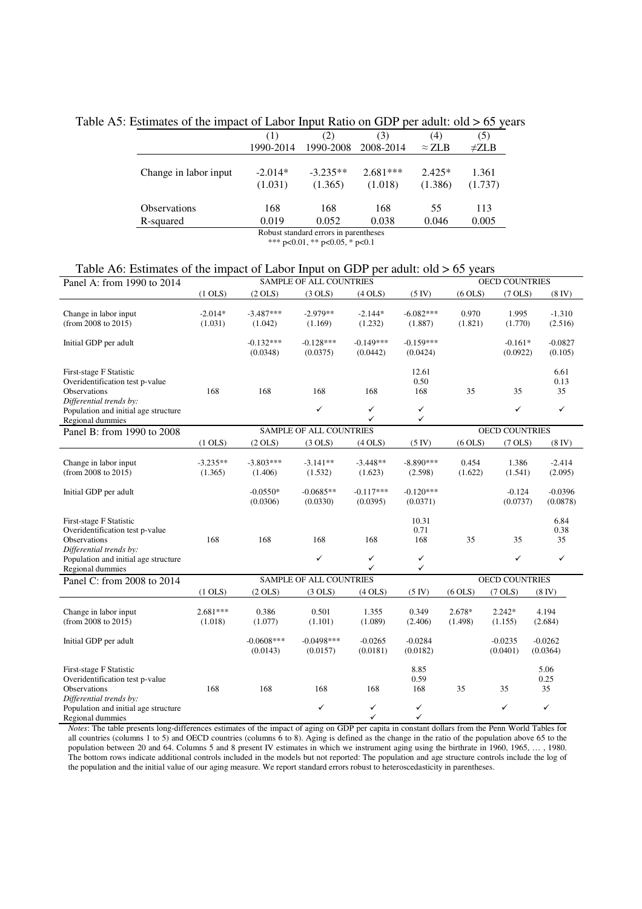Table A5: Estimates of the impact of Labor Input Ratio on GDP per adult: old > 65 years

| | (1) | (2) | (3) | (4) | (5) |
|---|---|---|---|---|---|
| | 1990-2014 | 1990-2008 | 2008-2014 | ≈ ZLB | ≠ZLB |
| Change in labor input | -2.014* | -3.235** | 2.681*** | 2.425* | 1.361 |
| | (1.031) | (1.365) | (1.018) | (1.386) | (1.737) |
| Observations | 168 | 168 | 168 | 55 | 113 |
| R-squared | 0.019 | 0.052 | 0.038 | 0.046 | 0.005 |

Robust standard errors in parentheses
*** p<0.01, ** p<0.05, * p<0.1

Table A6: Estimates of the impact of Labor Input on GDP per adult: old > 65 years

| Panel A: from 1990 to 2014 | SAMPLE OF ALL COUNTRIES | | | | | OECD COUNTRIES | | |
|---|---|---|---|---|---|---|---|---|
| | (1 OLS) | (2 OLS) | (3 OLS) | (4 OLS) | (5 IV) | (6 OLS) | (7 OLS) | (8 IV) |
| Change in labor input | -2.014* | -3.487*** | -2.979** | -2.144* | -6.082*** | 0.970 | 1.995 | -1.310 |
| (from 2008 to 2015) | (1.031) | (1.042) | (1.169) | (1.232) | (1.887) | (1.821) | (1.770) | (2.516) |
| Initial GDP per adult | | -0.132*** | -0.128*** | -0.149*** | -0.159*** | | -0.161* | -0.0827 |
| | | (0.0348) | (0.0375) | (0.0442) | (0.0424) | | (0.0922) | (0.105) |
| First-stage F Statistic | | | | | 12.61 | | | 6.61 |
| Overidentification test p-value | | | | | 0.50 | | | 0.13 |
| Observations | 168 | 168 | 168 | 168 | 168 | 35 | 35 | 35 |
| *Differential trends by:* | | | | | | | | |
| Population and initial age structure | | | ✓ | ✓ | ✓ | | ✓ | ✓ |
| Regional dummies | | | | ✓ | ✓ | | | |
| **Panel B: from 1990 to 2008** | SAMPLE OF ALL COUNTRIES | | | | | OECD COUNTRIES | | |
| | (1 OLS) | (2 OLS) | (3 OLS) | (4 OLS) | (5 IV) | (6 OLS) | (7 OLS) | (8 IV) |
| Change in labor input | -3.235** | -3.803*** | -3.141** | -3.448** | -8.890*** | 0.454 | 1.386 | -2.414 |
| (from 2008 to 2015) | (1.365) | (1.406) | (1.532) | (1.623) | (2.598) | (1.622) | (1.541) | (2.095) |
| Initial GDP per adult | | -0.0550* | -0.0685** | -0.117*** | -0.120*** | | -0.124 | -0.0396 |
| | | (0.0306) | (0.0330) | (0.0395) | (0.0371) | | (0.0737) | (0.0878) |
| First-stage F Statistic | | | | | 10.31 | | | 6.84 |
| Overidentification test p-value | | | | | 0.71 | | | 0.38 |
| Observations | 168 | 168 | 168 | 168 | 168 | 35 | 35 | 35 |
| *Differential trends by:* | | | | | | | | |
| Population and initial age structure | | | ✓ | ✓ | ✓ | | ✓ | ✓ |
| Regional dummies | | | | ✓ | ✓ | | | |
| **Panel C: from 2008 to 2014** | SAMPLE OF ALL COUNTRIES | | | | | OECD COUNTRIES | | |
| | (1 OLS) | (2 OLS) | (3 OLS) | (4 OLS) | (5 IV) | (6 OLS) | (7 OLS) | (8 IV) |
| Change in labor input | 2.681*** | 0.386 | 0.501 | 1.355 | 0.349 | 2.678* | 2.242* | 4.194 |
| (from 2008 to 2015) | (1.018) | (1.077) | (1.101) | (1.089) | (2.406) | (1.498) | (1.155) | (2.684) |
| Initial GDP per adult | | -0.0608*** | -0.0498*** | -0.0265 | -0.0284 | | -0.0235 | -0.0262 |
| | | (0.0143) | (0.0157) | (0.0181) | (0.0182) | | (0.0401) | (0.0364) |
| First-stage F Statistic | | | | | 8.85 | | | 5.06 |
| Overidentification test p-value | | | | | 0.59 | | | 0.25 |
| Observations | 168 | 168 | 168 | 168 | 168 | 35 | 35 | 35 |
| *Differential trends by:* | | | | | | | | |
| Population and initial age structure | | | ✓ | ✓ | ✓ | | ✓ | ✓ |
| Regional dummies | | | | ✓ | ✓ | | | |

*Notes*: The table presents long-differences estimates of the impact of aging on GDP per capita in constant dollars from the Penn World Tables for all countries (columns 1 to 5) and OECD countries (columns 6 to 8). Aging is defined as the change in the ratio of the population above 65 to the population between 20 and 64. Columns 5 and 8 present IV estimates in which we instrument aging using the birthrate in 1960, 1965, … , 1980. The bottom rows indicate additional controls included in the models but not reported: The population and age structure controls include the log of the population and the initial value of our aging measure. We report standard errors robust to heteroscedasticity in parentheses.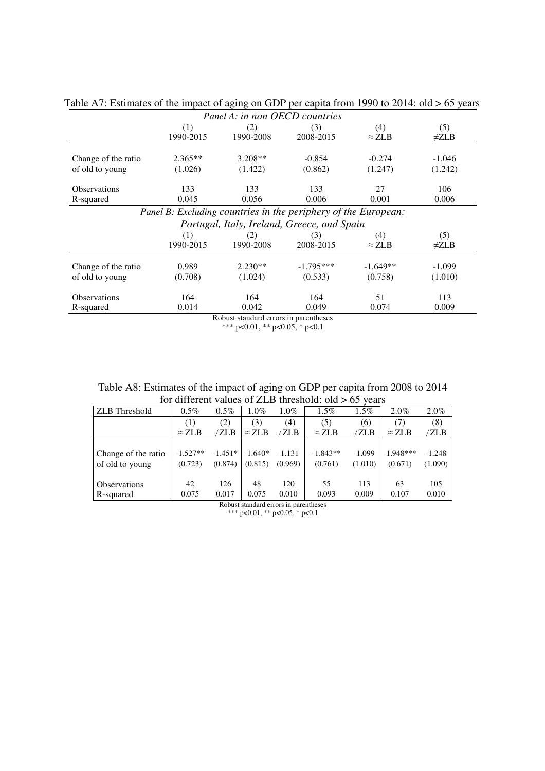Table A7: Estimates of the impact of aging on GDP per capita from 1990 to 2014: old > 65 years

| | (1) | (2) | (3) | (4) | (5) |
|---|---|---|---|---|---|
| *Panel A: in non OECD countries* | | | | | |
| | 1990-2015 | 1990-2008 | 2008-2015 | ≈ ZLB | ≠ZLB |
| Change of the ratio of old to young | 2.365** | 3.208** | -0.854 | -0.274 | -1.046 |
| | (1.026) | (1.422) | (0.862) | (1.247) | (1.242) |
| Observations | 133 | 133 | 133 | 27 | 106 |
| R-squared | 0.045 | 0.056 | 0.006 | 0.001 | 0.006 |
| *Panel B: Excluding countries in the periphery of the European: Portugal, Italy, Ireland, Greece, and Spain* | | | | | |
| | (1) | (2) | (3) | (4) | (5) |
| | 1990-2015 | 1990-2008 | 2008-2015 | ≈ ZLB | ≠ZLB |
| Change of the ratio of old to young | 0.989 | 2.230** | -1.795*** | -1.649** | -1.099 |
| | (0.708) | (1.024) | (0.533) | (0.758) | (1.010) |
| Observations | 164 | 164 | 164 | 51 | 113 |
| R-squared | 0.014 | 0.042 | 0.049 | 0.074 | 0.009 |

Robust standard errors in parentheses
*** p<0.01, ** p<0.05, * p<0.1

Table A8: Estimates of the impact of aging on GDP per capita from 2008 to 2014 for different values of ZLB threshold: old > 65 years

| ZLB Threshold | 0.5% | 0.5% | 1.0% | 1.0% | 1.5% | 1.5% | 2.0% | 2.0% |
|---|---|---|---|---|---|---|---|---|
| | (1) | (2) | (3) | (4) | (5) | (6) | (7) | (8) |
| | ≈ ZLB | ≠ZLB | ≈ ZLB | ≠ZLB | ≈ ZLB | ≠ZLB | ≈ ZLB | ≠ZLB |
| Change of the ratio of old to young | -1.527** | -1.451* | -1.640* | -1.131 | -1.843** | -1.099 | -1.948*** | -1.248 |
| | (0.723) | (0.874) | (0.815) | (0.969) | (0.761) | (1.010) | (0.671) | (1.090) |
| Observations | 42 | 126 | 48 | 120 | 55 | 113 | 63 | 105 |
| R-squared | 0.075 | 0.017 | 0.075 | 0.010 | 0.093 | 0.009 | 0.107 | 0.010 |

Robust standard errors in parentheses
*** p<0.01, ** p<0.05, * p<0.1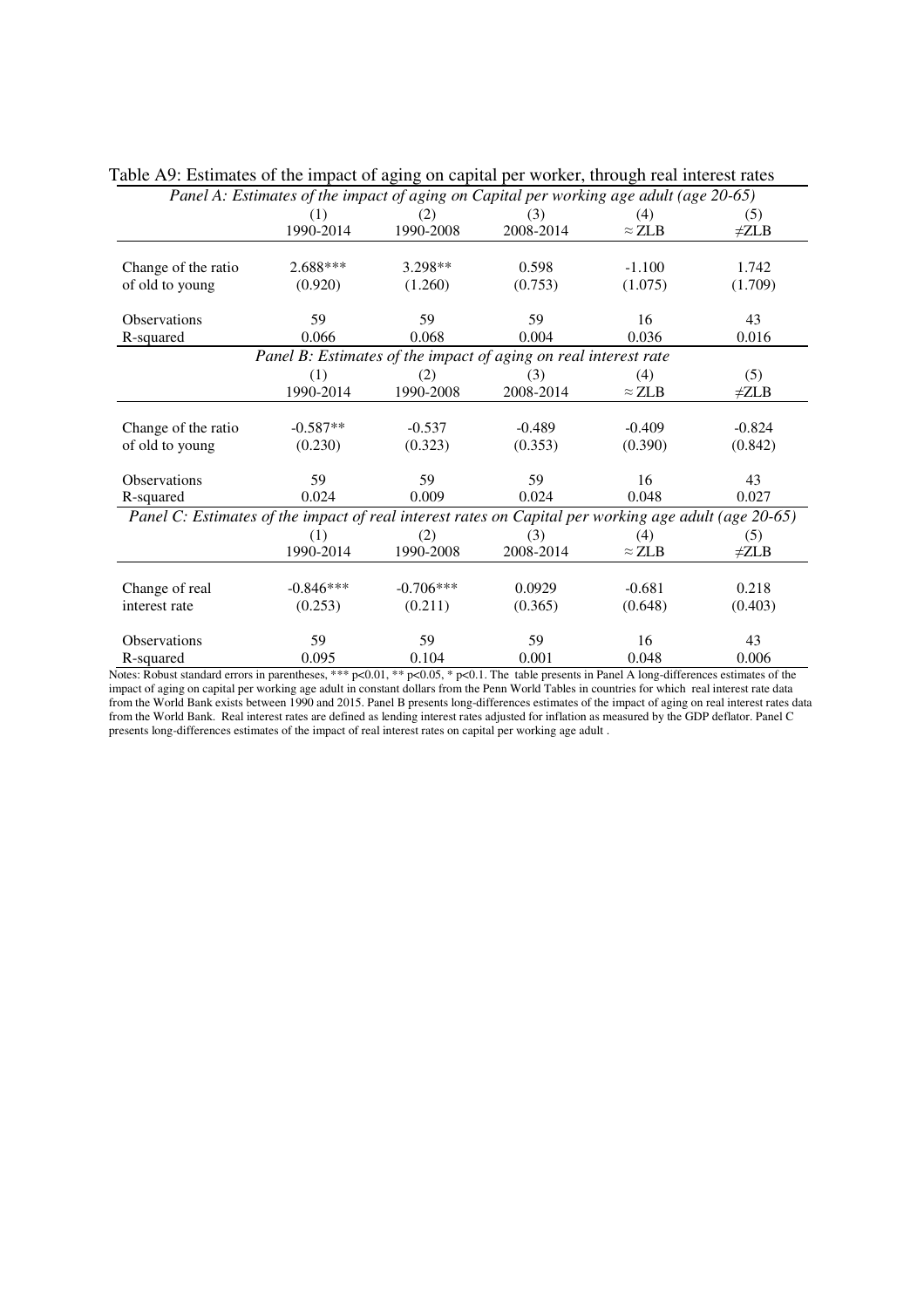Table A9: Estimates of the impact of aging on capital per worker, through real interest rates

*Panel A: Estimates of the impact of aging on Capital per working age adult (age 20-65)*

| | (1) | (2) | (3) | (4) | (5) |
|---|---|---|---|---|---|
| | 1990-2014 | 1990-2008 | 2008-2014 | ≈ ZLB | ≠ZLB |
| Change of the ratio | 2.688*** | 3.298** | 0.598 | -1.100 | 1.742 |
| of old to young | (0.920) | (1.260) | (0.753) | (1.075) | (1.709) |
| Observations | 59 | 59 | 59 | 16 | 43 |
| R-squared | 0.066 | 0.068 | 0.004 | 0.036 | 0.016 |

*Panel B: Estimates of the impact of aging on real interest rate*

| | (1) | (2) | (3) | (4) | (5) |
|---|---|---|---|---|---|
| | 1990-2014 | 1990-2008 | 2008-2014 | ≈ ZLB | ≠ZLB |
| Change of the ratio | -0.587** | -0.537 | -0.489 | -0.409 | -0.824 |
| of old to young | (0.230) | (0.323) | (0.353) | (0.390) | (0.842) |
| Observations | 59 | 59 | 59 | 16 | 43 |
| R-squared | 0.024 | 0.009 | 0.024 | 0.048 | 0.027 |

*Panel C: Estimates of the impact of real interest rates on Capital per working age adult (age 20-65)*

| | (1) | (2) | (3) | (4) | (5) |
|---|---|---|---|---|---|
| | 1990-2014 | 1990-2008 | 2008-2014 | ≈ ZLB | ≠ZLB |
| Change of real | -0.846*** | -0.706*** | 0.0929 | -0.681 | 0.218 |
| interest rate | (0.253) | (0.211) | (0.365) | (0.648) | (0.403) |
| Observations | 59 | 59 | 59 | 16 | 43 |
| R-squared | 0.095 | 0.104 | 0.001 | 0.048 | 0.006 |

Notes: Robust standard errors in parentheses, *** $p<0.01$, ** $p<0.05$, * $p<0.1$. The table presents in Panel A long-differences estimates of the impact of aging on capital per working age adult in constant dollars from the Penn World Tables in countries for which real interest rate data from the World Bank exists between 1990 and 2015. Panel B presents long-differences estimates of the impact of aging on real interest rates data from the World Bank. Real interest rates are defined as lending interest rates adjusted for inflation as measured by the GDP deflator. Panel C presents long-differences estimates of the impact of real interest rates on capital per working age adult .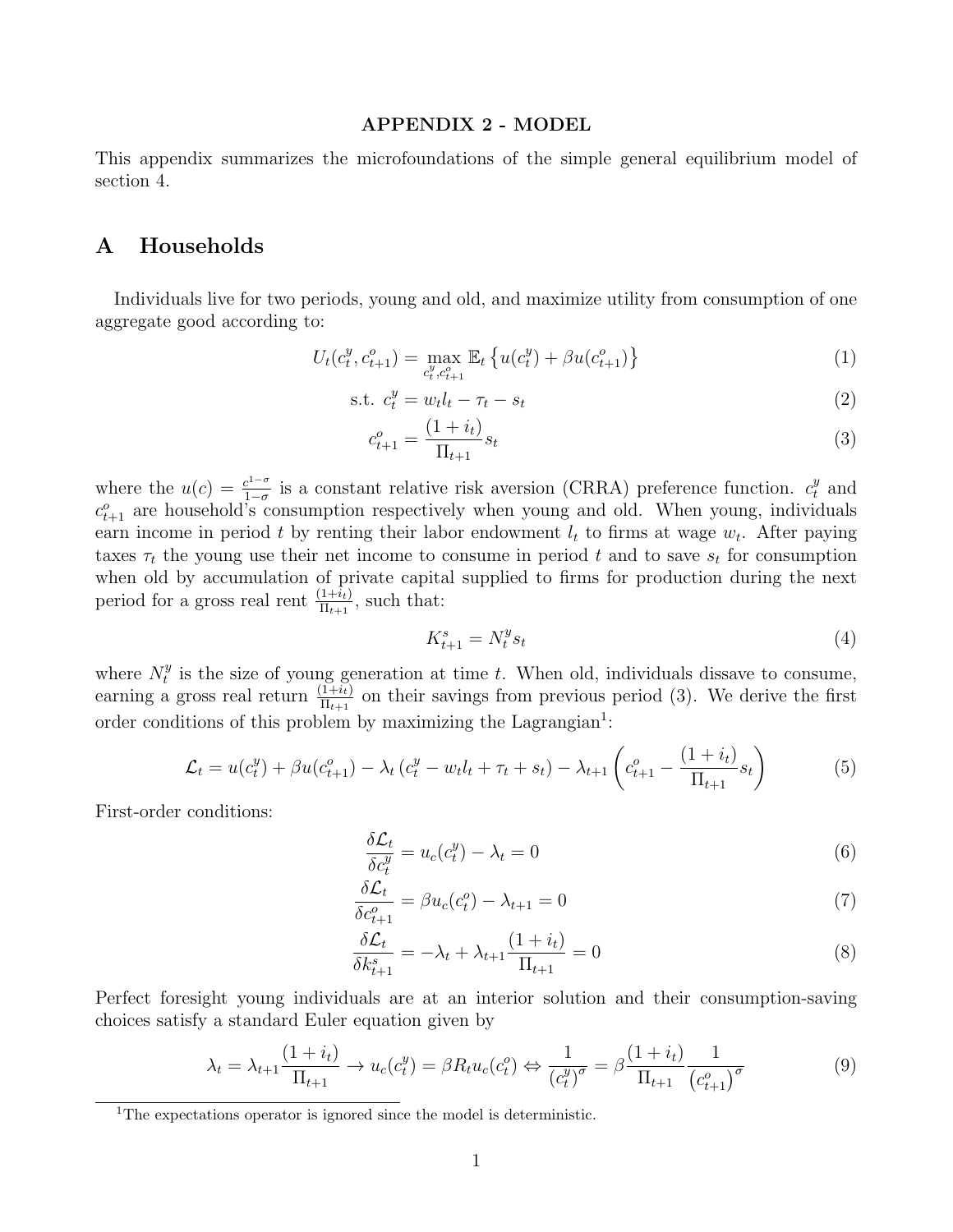**APPENDIX 2 - MODEL**

This appendix summarizes the microfoundations of the simple general equilibrium model of section 4.

## A Households

Individuals live for two periods, young and old, and maximize utility from consumption of one aggregate good according to:

$$U_t(c_t^y, c_{t+1}^o) = \max_{c_t^y, c_{t+1}^o} \mathbb{E}_t \left\{ u(c_t^y) + \beta u(c_{t+1}^o) \right\} \tag{1}$$

$$\text{s.t. } c_t^y = w_t l_t - \tau_t - s_t \tag{2}$$

$$c_{t+1}^o = \frac{(1+i_t)}{\Pi_{t+1}} s_t \tag{3}$$

where the $u(c) = \frac{c^{1-\sigma}}{1-\sigma}$ is a constant relative risk aversion (CRRA) preference function. $c_t^y$ and $c_{t+1}^o$ are household's consumption respectively when young and old. When young, individuals earn income in period $t$ by renting their labor endowment $l_t$ to firms at wage $w_t$. After paying taxes $\tau_t$ the young use their net income to consume in period $t$ and to save $s_t$ for consumption when old by accumulation of private capital supplied to firms for production during the next period for a gross real rent $\frac{(1+i_t)}{\Pi_{t+1}}$, such that:

$$K_{t+1}^s = N_t^y s_t \tag{4}$$

where $N_t^y$ is the size of young generation at time $t$. When old, individuals dissave to consume, earning a gross real return $\frac{(1+i_t)}{\Pi_{t+1}}$ on their savings from previous period (3). We derive the first order conditions of this problem by maximizing the Lagrangian[1]:

$$\mathcal{L}_t = u(c_t^y) + \beta u(c_{t+1}^o) - \lambda_t \left(c_t^y - w_t l_t + \tau_t + s_t\right) - \lambda_{t+1} \left( c_{t+1}^o - \frac{(1+i_t)}{\Pi_{t+1}} s_t \right) \tag{5}$$

First-order conditions:

$$\frac{\delta \mathcal{L}_t}{\delta c_t^y} = u_c(c_t^y) - \lambda_t = 0 \tag{6}$$

$$\frac{\delta \mathcal{L}_t}{\delta c_{t+1}^o} = \beta u_c(c_t^o) - \lambda_{t+1} = 0 \tag{7}$$

$$\frac{\delta \mathcal{L}_t}{\delta k_{t+1}^s} = -\lambda_t + \lambda_{t+1} \frac{(1+i_t)}{\Pi_{t+1}} = 0 \tag{8}$$

Perfect foresight young individuals are at an interior solution and their consumption-saving choices satisfy a standard Euler equation given by

$$\lambda_t = \lambda_{t+1} \frac{(1+i_t)}{\Pi_{t+1}} \to u_c(c_t^y) = \beta R_t u_c(c_t^o) \Leftrightarrow \frac{1}{\left(c_t^y\right)^\sigma} = \beta \frac{(1+i_t)}{\Pi_{t+1}} \frac{1}{\left(c_{t+1}^o\right)^\sigma} \tag{9}$$

[1] The expectations operator is ignored since the model is deterministic.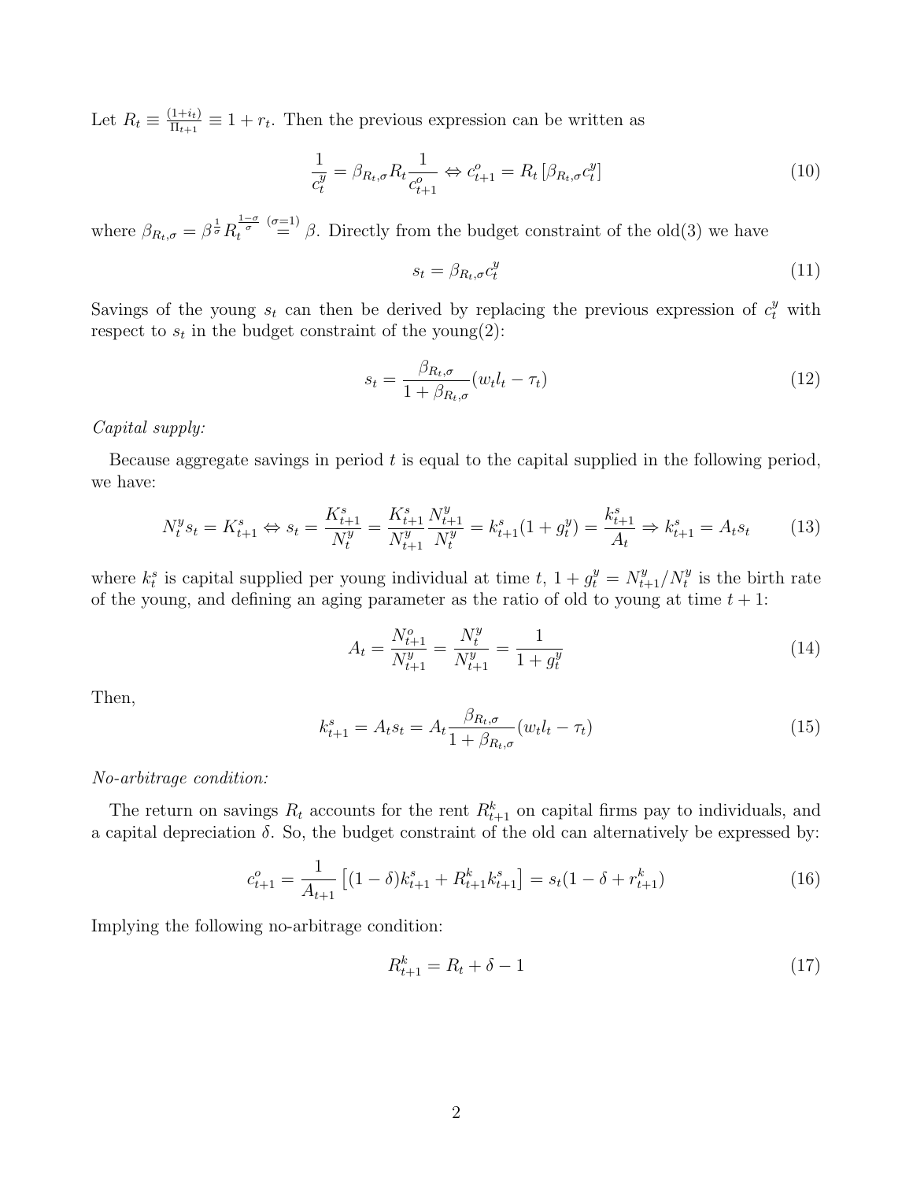Let $R_t \equiv \frac{(1+i_t)}{\Pi_{t+1}} \equiv 1 + r_t$. Then the previous expression can be written as

$$\frac{1}{c_t^y} = \beta_{R_t,\sigma} R_t \frac{1}{c_{t+1}^o} \Leftrightarrow c_{t+1}^o = R_t \left[\beta_{R_t,\sigma} c_t^y\right] \tag{10}$$

where $\beta_{R_t,\sigma} = \beta^{\frac{1}{\sigma}} R_t^{\frac{1-\sigma}{\sigma}} \overset{(\sigma=1)}{=} \beta$. Directly from the budget constraint of the old(3) we have

$$s_t = \beta_{R_t,\sigma} c_t^y \tag{11}$$

Savings of the young $s_t$ can then be derived by replacing the previous expression of $c_t^y$ with respect to $s_t$ in the budget constraint of the young(2):

$$s_t = \frac{\beta_{R_t,\sigma}}{1 + \beta_{R_t,\sigma}} (w_t l_t - \tau_t) \tag{12}$$

*Capital supply:*

Because aggregate savings in period $t$ is equal to the capital supplied in the following period, we have:

$$N_t^y s_t = K_{t+1}^s \Leftrightarrow s_t = \frac{K_{t+1}^s}{N_t^y} = \frac{K_{t+1}^s}{N_{t+1}^y} \frac{N_{t+1}^y}{N_t^y} = k_{t+1}^s (1 + g_t^y) = \frac{k_{t+1}^s}{A_t} \Rightarrow k_{t+1}^s = A_t s_t \tag{13}$$

where $k_t^s$ is capital supplied per young individual at time $t$, $1 + g_t^y = N_{t+1}^y / N_t^y$ is the birth rate of the young, and defining an aging parameter as the ratio of old to young at time $t+1$:

$$A_t = \frac{N_{t+1}^o}{N_{t+1}^y} = \frac{N_t^y}{N_{t+1}^y} = \frac{1}{1 + g_t^y} \tag{14}$$

Then,

$$k_{t+1}^s = A_t s_t = A_t \frac{\beta_{R_t,\sigma}}{1 + \beta_{R_t,\sigma}} (w_t l_t - \tau_t) \tag{15}$$

*No-arbitrage condition:*

The return on savings $R_t$ accounts for the rent $R_{t+1}^k$ on capital firms pay to individuals, and a capital depreciation $\delta$. So, the budget constraint of the old can alternatively be expressed by:

$$c_{t+1}^o = \frac{1}{A_{t+1}} \left[(1 - \delta) k_{t+1}^s + R_{t+1}^k k_{t+1}^s\right] = s_t (1 - \delta + r_{t+1}^k) \tag{16}$$

Implying the following no-arbitrage condition:

$$R_{t+1}^k = R_t + \delta - 1 \tag{17}$$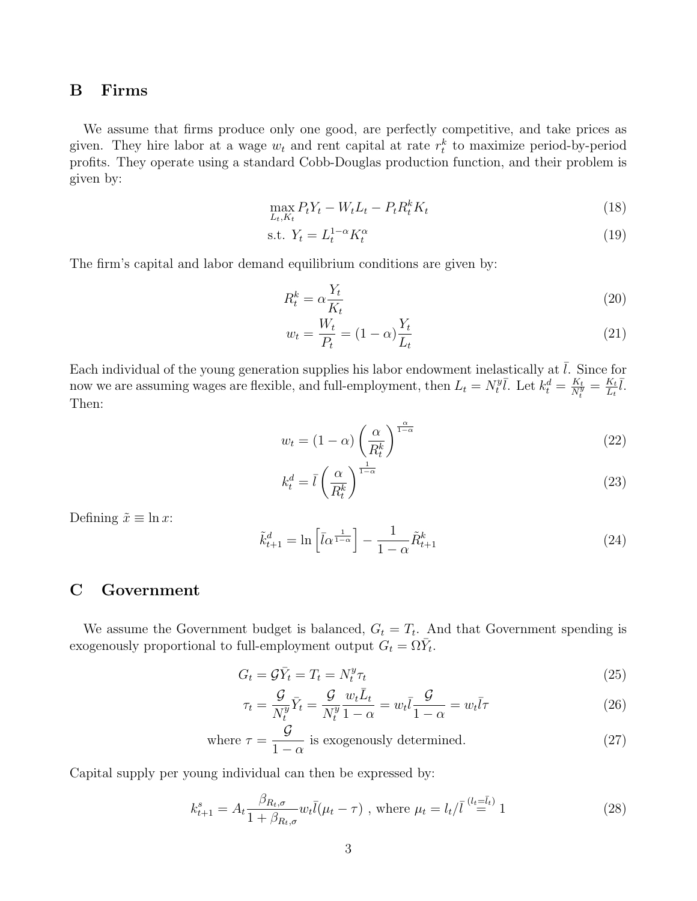## B Firms

We assume that firms produce only one good, are perfectly competitive, and take prices as given. They hire labor at a wage $w_t$ and rent capital at rate $r_t^k$ to maximize period-by-period profits. They operate using a standard Cobb-Douglas production function, and their problem is given by:

$$\max_{L_t, K_t} P_t Y_t - W_t L_t - P_t R_t^k K_t \tag{18}$$

$$\text{s.t. } Y_t = L_t^{1-\alpha} K_t^{\alpha} \tag{19}$$

The firm's capital and labor demand equilibrium conditions are given by:

$$R_t^k = \alpha \frac{Y_t}{K_t} \tag{20}$$

$$w_t = \frac{W_t}{P_t} = (1-\alpha)\frac{Y_t}{L_t} \tag{21}$$

Each individual of the young generation supplies his labor endowment inelastically at $\bar{l}$. Since for now we are assuming wages are flexible, and full-employment, then $L_t = N_t^y \bar{l}$. Let $k_t^d = \frac{K_t}{N_t^y} = \frac{K_t}{L_t}\bar{l}$. Then:

$$w_t = (1-\alpha)\left(\frac{\alpha}{R_t^k}\right)^{\frac{\alpha}{1-\alpha}} \tag{22}$$

$$k_t^d = \bar{l}\left(\frac{\alpha}{R_t^k}\right)^{\frac{1}{1-\alpha}} \tag{23}$$

Defining $\tilde{x} \equiv \ln x$:

$$\tilde{k}_{t+1}^d = \ln\left[\bar{l}\alpha^{\frac{1}{1-\alpha}}\right] - \frac{1}{1-\alpha}\tilde{R}_{t+1}^k \tag{24}$$

## C Government

We assume the Government budget is balanced, $G_t = T_t$. And that Government spending is exogenously proportional to full-employment output $G_t = \Omega \bar{Y}_t$.

$$G_t = \mathcal{G}\bar{Y}_t = T_t = N_t^y \tau_t \tag{25}$$

$$\tau_t = \frac{\mathcal{G}}{N_t^y}\bar{Y}_t = \frac{\mathcal{G}}{N_t^y}\frac{w_t \bar{L}_t}{1-\alpha} = w_t \bar{l}\frac{\mathcal{G}}{1-\alpha} = w_t \bar{l}\tau \tag{26}$$

$$\text{where } \tau = \frac{\mathcal{G}}{1-\alpha} \text{ is exogenously determined.} \tag{27}$$

Capital supply per young individual can then be expressed by:

$$k_{t+1}^s = A_t \frac{\beta_{R_t,\sigma}}{1+\beta_{R_t,\sigma}} w_t \bar{l}(\mu_t - \tau) \text{ , where } \mu_t = l_t/\bar{l} \overset{(l_t=\bar{l}_t)}{=} 1 \tag{28}$$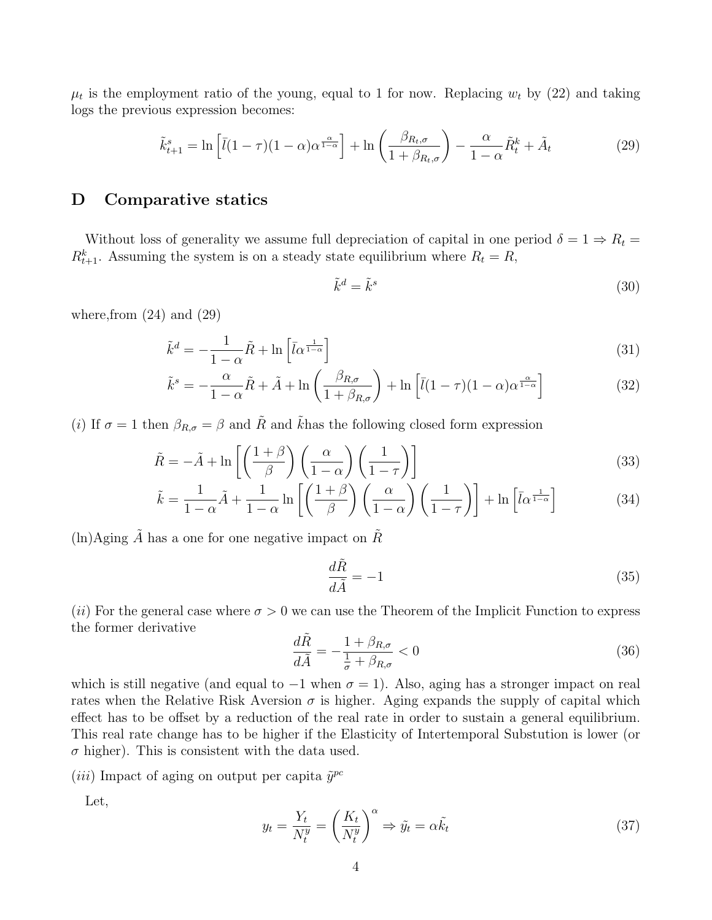$\mu_t$ is the employment ratio of the young, equal to 1 for now. Replacing $w_t$ by (22) and taking logs the previous expression becomes:

$$\tilde{k}^s_{t+1} = \ln\left[\bar{l}(1-\tau)(1-\alpha)\alpha^{\frac{\alpha}{1-\alpha}}\right] + \ln\left(\frac{\beta_{R_t,\sigma}}{1+\beta_{R_t,\sigma}}\right) - \frac{\alpha}{1-\alpha}\tilde{R}^k_t + \tilde{A}_t \tag{29}$$

## D Comparative statics

Without loss of generality we assume full depreciation of capital in one period $\delta = 1 \Rightarrow R_t = R^k_{t+1}$. Assuming the system is on a steady state equilibrium where $R_t = R$,

$$\tilde{k}^d = \tilde{k}^s \tag{30}$$

where,from (24) and (29)

$$\tilde{k}^d = -\frac{1}{1-\alpha}\tilde{R} + \ln\left[\bar{l}\alpha^{\frac{1}{1-\alpha}}\right] \tag{31}$$

$$\tilde{k}^s = -\frac{\alpha}{1-\alpha}\tilde{R} + \tilde{A} + \ln\left(\frac{\beta_{R,\sigma}}{1+\beta_{R,\sigma}}\right) + \ln\left[\bar{l}(1-\tau)(1-\alpha)\alpha^{\frac{\alpha}{1-\alpha}}\right] \tag{32}$$

$(i)$ If $\sigma = 1$ then $\beta_{R,\sigma} = \beta$ and $\tilde{R}$ and $\tilde{k}$has the following closed form expression

$$\tilde{R} = -\tilde{A} + \ln\left[\left(\frac{1+\beta}{\beta}\right)\left(\frac{\alpha}{1-\alpha}\right)\left(\frac{1}{1-\tau}\right)\right] \tag{33}$$

$$\tilde{k} = \frac{1}{1-\alpha}\tilde{A} + \frac{1}{1-\alpha}\ln\left[\left(\frac{1+\beta}{\beta}\right)\left(\frac{\alpha}{1-\alpha}\right)\left(\frac{1}{1-\tau}\right)\right] + \ln\left[\bar{l}\alpha^{\frac{1}{1-\alpha}}\right] \tag{34}$$

(ln)Aging $\tilde{A}$ has a one for one negative impact on $\tilde{R}$

$$\frac{d\tilde{R}}{d\tilde{A}} = -1 \tag{35}$$

$(ii)$ For the general case where $\sigma > 0$ we can use the Theorem of the Implicit Function to express the former derivative

$$\frac{d\tilde{R}}{d\tilde{A}} = -\frac{1+\beta_{R,\sigma}}{\frac{1}{\sigma}+\beta_{R,\sigma}} < 0 \tag{36}$$

which is still negative (and equal to $-1$ when $\sigma = 1$). Also, aging has a stronger impact on real rates when the Relative Risk Aversion $\sigma$ is higher. Aging expands the supply of capital which effect has to be offset by a reduction of the real rate in order to sustain a general equilibrium. This real rate change has to be higher if the Elasticity of Intertemporal Substution is lower (or $\sigma$ higher). This is consistent with the data used.

$(iii)$ Impact of aging on output per capita $\tilde{y}^{pc}$

Let,

$$y_t = \frac{Y_t}{N^y_t} = \left(\frac{K_t}{N^y_t}\right)^{\alpha} \Rightarrow \tilde{y}_t = \alpha\tilde{k}_t \tag{37}$$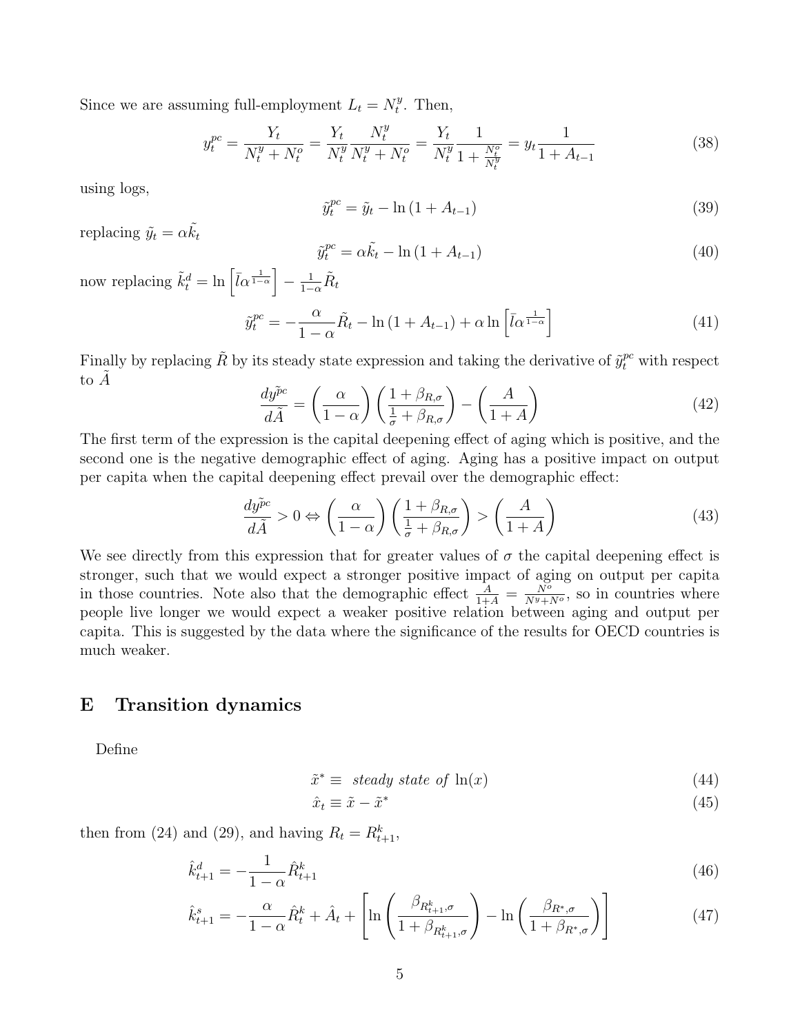Since we are assuming full-employment $L_t = N_t^y$. Then,

$$y_t^{pc} = \frac{Y_t}{N_t^y + N_t^o} = \frac{Y_t}{N_t^y}\frac{N_t^y}{N_t^y + N_t^o} = \frac{Y_t}{N_t^y}\frac{1}{1+\frac{N_t^o}{N_t^y}} = y_t\frac{1}{1+A_{t-1}} \tag{38}$$

using logs,

$$\tilde{y}_t^{pc} = \tilde{y}_t - \ln(1+A_{t-1}) \tag{39}$$

replacing $\tilde{y}_t = \alpha\tilde{k}_t$

$$\tilde{y}_t^{pc} = \alpha\tilde{k}_t - \ln(1+A_{t-1}) \tag{40}$$

now replacing $\tilde{k}_t^d = \ln\left[\bar{l}\alpha^{\frac{1}{1-\alpha}}\right] - \frac{1}{1-\alpha}\tilde{R}_t$

$$\tilde{y}_t^{pc} = -\frac{\alpha}{1-\alpha}\tilde{R}_t - \ln(1+A_{t-1}) + \alpha\ln\left[\bar{l}\alpha^{\frac{1}{1-\alpha}}\right] \tag{41}$$

Finally by replacing $\tilde{R}$ by its steady state expression and taking the derivative of $\tilde{y}_t^{pc}$ with respect to $\tilde{A}$

$$\frac{d\tilde{y}^{pc}}{d\tilde{A}} = \left(\frac{\alpha}{1-\alpha}\right)\left(\frac{1+\beta_{R,\sigma}}{\frac{1}{\sigma}+\beta_{R,\sigma}}\right) - \left(\frac{A}{1+A}\right) \tag{42}$$

The first term of the expression is the capital deepening effect of aging which is positive, and the second one is the negative demographic effect of aging. Aging has a positive impact on output per capita when the capital deepening effect prevail over the demographic effect:

$$\frac{d\tilde{y}^{pc}}{d\tilde{A}} > 0 \Leftrightarrow \left(\frac{\alpha}{1-\alpha}\right)\left(\frac{1+\beta_{R,\sigma}}{\frac{1}{\sigma}+\beta_{R,\sigma}}\right) > \left(\frac{A}{1+A}\right) \tag{43}$$

We see directly from this expression that for greater values of $\sigma$ the capital deepening effect is stronger, such that we would expect a stronger positive impact of aging on output per capita in those countries. Note also that the demographic effect $\frac{A}{1+A} = \frac{N^o}{N^y+N^o}$, so in countries where people live longer we would expect a weaker positive relation between aging and output per capita. This is suggested by the data where the significance of the results for OECD countries is much weaker.

## E Transition dynamics

Define

$$\tilde{x}^* \equiv \textit{ steady state of } \ln(x) \tag{44}$$

$$\hat{x}_t \equiv \tilde{x} - \tilde{x}^* \tag{45}$$

then from (24) and (29), and having $R_t = R_{t+1}^k$,

$$\hat{k}_{t+1}^d = -\frac{1}{1-\alpha}\hat{R}_{t+1}^k \tag{46}$$

$$\hat{k}_{t+1}^s = -\frac{\alpha}{1-\alpha}\hat{R}_t^k + \hat{A}_t + \left[\ln\left(\frac{\beta_{R_{t+1}^k,\sigma}}{1+\beta_{R_{t+1}^k,\sigma}}\right) - \ln\left(\frac{\beta_{R^*,\sigma}}{1+\beta_{R^*,\sigma}}\right)\right] \tag{47}$$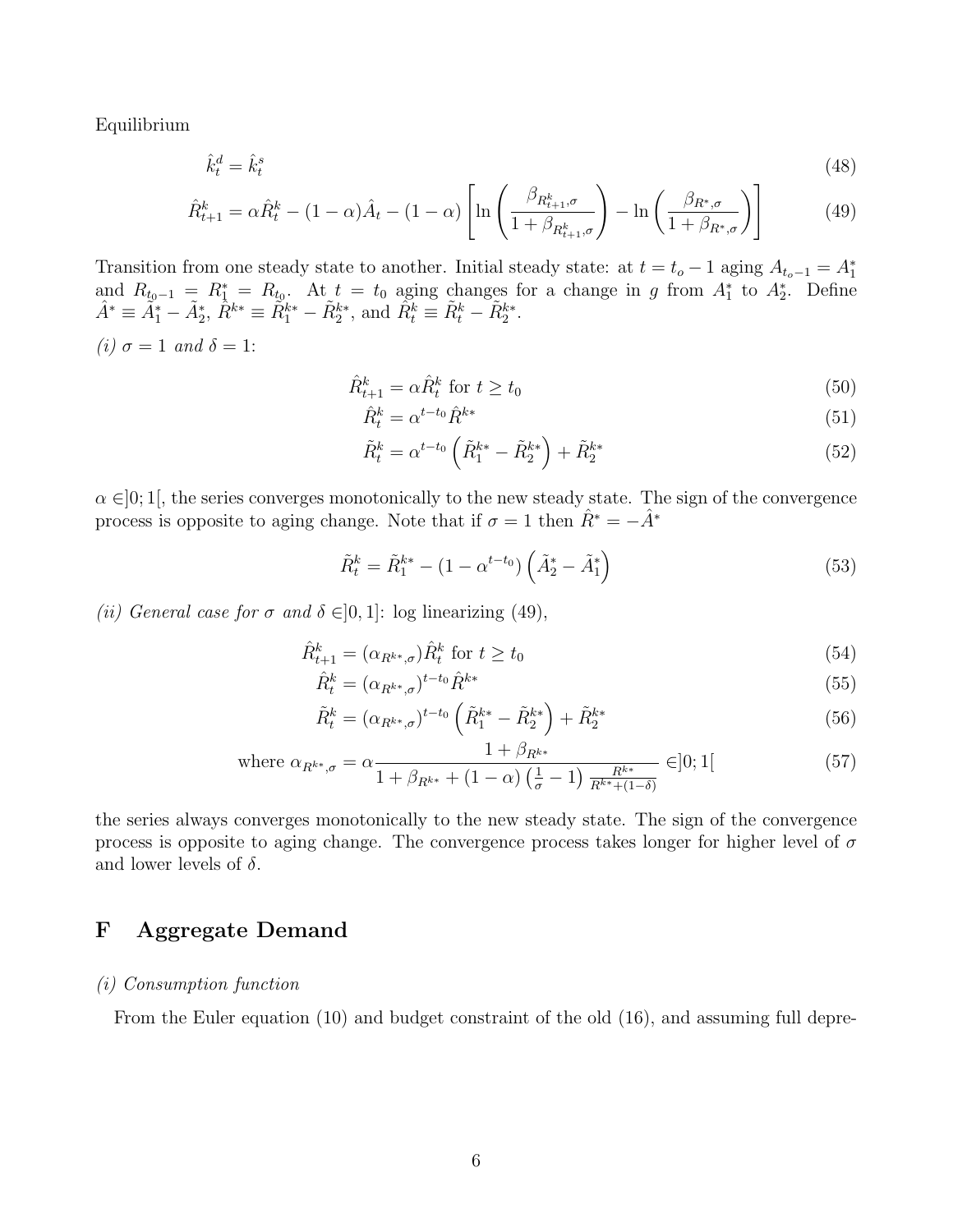Equilibrium

$$\hat{k}_t^d = \hat{k}_t^s \tag{48}$$

$$\hat{R}_{t+1}^k = \alpha \hat{R}_t^k - (1-\alpha)\hat{A}_t - (1-\alpha)\left[\ln\left(\frac{\beta_{R_{t+1}^k,\sigma}}{1+\beta_{R_{t+1}^k,\sigma}}\right) - \ln\left(\frac{\beta_{R^*,\sigma}}{1+\beta_{R^*,\sigma}}\right)\right] \tag{49}$$

Transition from one steady state to another. Initial steady state: at $t = t_o - 1$ aging $A_{t_o-1} = A_1^*$ and $R_{t_0-1} = R_1^* = R_{t_0}$. At $t = t_0$ aging changes for a change in $g$ from $A_1^*$ to $A_2^*$. Define $\hat{A}^* \equiv \tilde{A}_1^* - \tilde{A}_2^*$, $\hat{R}^{k*} \equiv \tilde{R}_1^{k*} - \tilde{R}_2^{k*}$, and $\hat{R}_t^k \equiv \tilde{R}_t^k - \tilde{R}_2^{k*}$.

*(i) $\sigma = 1$ and $\delta = 1$:*

$$\hat{R}_{t+1}^k = \alpha \hat{R}_t^k \text{ for } t \geq t_0 \tag{50}$$

$$\hat{R}_t^k = \alpha^{t-t_0}\hat{R}^{k*} \tag{51}$$

$$\tilde{R}_t^k = \alpha^{t-t_0}\left(\tilde{R}_1^{k*} - \tilde{R}_2^{k*}\right) + \tilde{R}_2^{k*} \tag{52}$$

$\alpha \in ]0;1[$, the series converges monotonically to the new steady state. The sign of the convergence process is opposite to aging change. Note that if $\sigma = 1$ then $\hat{R}^* = -\hat{A}^*$

$$\tilde{R}_t^k = \tilde{R}_1^{k*} - (1-\alpha^{t-t_0})\left(\tilde{A}_2^* - \tilde{A}_1^*\right) \tag{53}$$

*(ii) General case for $\sigma$ and $\delta \in ]0,1]$:* log linearizing (49),

$$\hat{R}_{t+1}^k = (\alpha_{R^{k*},\sigma})\hat{R}_t^k \text{ for } t \geq t_0 \tag{54}$$

$$\hat{R}_t^k = (\alpha_{R^{k*},\sigma})^{t-t_0}\hat{R}^{k*} \tag{55}$$

$$\tilde{R}_t^k = (\alpha_{R^{k*},\sigma})^{t-t_0}\left(\tilde{R}_1^{k*} - \tilde{R}_2^{k*}\right) + \tilde{R}_2^{k*} \tag{56}$$

$$\text{where } \alpha_{R^{k*},\sigma} = \alpha \frac{1+\beta_{R^{k*}}}{1+\beta_{R^{k*}} + (1-\alpha)\left(\frac{1}{\sigma} - 1\right)\frac{R^{k*}}{R^{k*}+(1-\delta)}} \in ]0;1[ \tag{57}$$

the series always converges monotonically to the new steady state. The sign of the convergence process is opposite to aging change. The convergence process takes longer for higher level of $\sigma$ and lower levels of $\delta$.

# F Aggregate Demand

*(i) Consumption function*

From the Euler equation (10) and budget constraint of the old (16), and assuming full depre-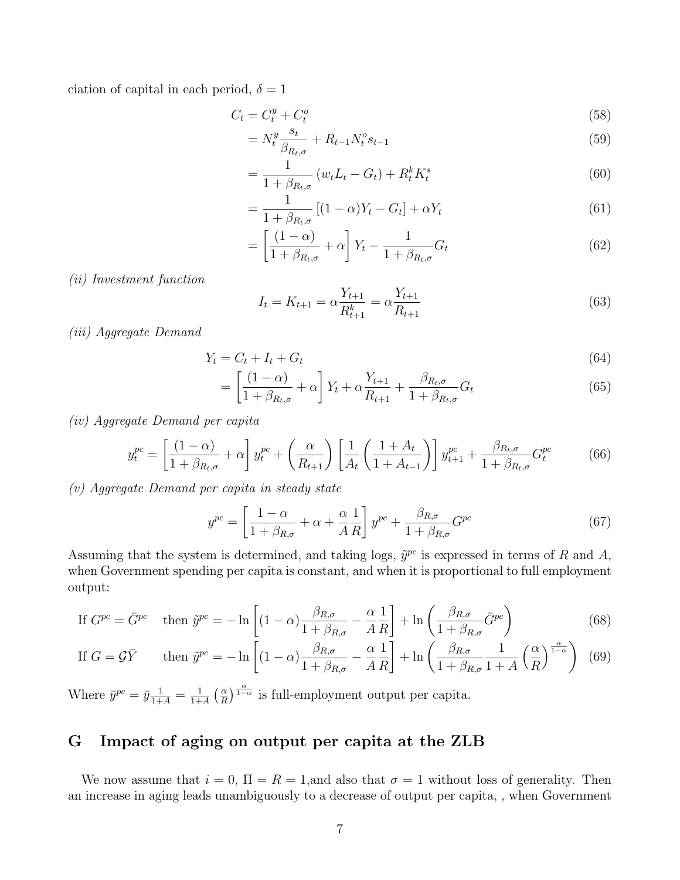ciation of capital in each period, $\delta = 1$

$$C_t = C_t^y + C_t^o \tag{58}$$

$$= N_t^y \frac{s_t}{\beta_{R_t,\sigma}} + R_{t-1} N_t^o s_{t-1} \tag{59}$$

$$= \frac{1}{1+\beta_{R_t,\sigma}} \left( w_t L_t - G_t \right) + R_t^k K_t^s \tag{60}$$

$$= \frac{1}{1+\beta_{R_t,\sigma}} \left[ (1-\alpha) Y_t - G_t \right] + \alpha Y_t \tag{61}$$

$$= \left[ \frac{(1-\alpha)}{1+\beta_{R_t,\sigma}} + \alpha \right] Y_t - \frac{1}{1+\beta_{R_t,\sigma}} G_t \tag{62}$$

*(ii) Investment function*

$$I_t = K_{t+1} = \alpha \frac{Y_{t+1}}{R_{t+1}^k} = \alpha \frac{Y_{t+1}}{R_{t+1}} \tag{63}$$

*(iii) Aggregate Demand*

$$Y_t = C_t + I_t + G_t \tag{64}$$

$$= \left[ \frac{(1-\alpha)}{1+\beta_{R_t,\sigma}} + \alpha \right] Y_t + \alpha \frac{Y_{t+1}}{R_{t+1}} + \frac{\beta_{R_t,\sigma}}{1+\beta_{R_t,\sigma}} G_t \tag{65}$$

*(iv) Aggregate Demand per capita*

$$y_t^{pc} = \left[ \frac{(1-\alpha)}{1+\beta_{R_t,\sigma}} + \alpha \right] y_t^{pc} + \left( \frac{\alpha}{R_{t+1}} \right) \left[ \frac{1}{A_t} \left( \frac{1+A_t}{1+A_{t-1}} \right) \right] y_{t+1}^{pc} + \frac{\beta_{R_t,\sigma}}{1+\beta_{R_t,\sigma}} G_t^{pc} \tag{66}$$

*(v) Aggregate Demand per capita in steady state*

$$y^{pc} = \left[ \frac{1-\alpha}{1+\beta_{R,\sigma}} + \alpha + \frac{\alpha}{A} \frac{1}{R} \right] y^{pc} + \frac{\beta_{R,\sigma}}{1+\beta_{R,\sigma}} G^{pc} \tag{67}$$

Assuming that the system is determined, and taking logs, $\tilde{y}^{pc}$ is expressed in terms of $R$ and $A$, when Government spending per capita is constant, and when it is proportional to full employment output:

$$\text{If } G^{pc} = \bar{G}^{pc} \quad \text{then } \tilde{y}^{pc} = -\ln \left[ (1-\alpha) \frac{\beta_{R,\sigma}}{1+\beta_{R,\sigma}} - \frac{\alpha}{A} \frac{1}{R} \right] + \ln \left( \frac{\beta_{R,\sigma}}{1+\beta_{R,\sigma}} \bar{G}^{pc} \right) \tag{68}$$

$$\text{If } G = \mathcal{G} \bar{Y} \quad \text{then } \tilde{y}^{pc} = -\ln \left[ (1-\alpha) \frac{\beta_{R,\sigma}}{1+\beta_{R,\sigma}} - \frac{\alpha}{A} \frac{1}{R} \right] + \ln \left( \frac{\beta_{R,\sigma}}{1+\beta_{R,\sigma}} \frac{1}{1+A} \left( \frac{\alpha}{R} \right)^{\frac{\alpha}{1-\alpha}} \right) \tag{69}$$

Where $\bar{y}^{pc} = \bar{y} \frac{1}{1+A} = \frac{1}{1+A} \left( \frac{\alpha}{R} \right)^{\frac{\alpha}{1-\alpha}}$ is full-employment output per capita.

## G Impact of aging on output per capita at the ZLB

We now assume that $i = 0$, $\Pi = R = 1$,and also that $\sigma = 1$ without loss of generality. Then an increase in aging leads unambiguously to a decrease of output per capita, , when Government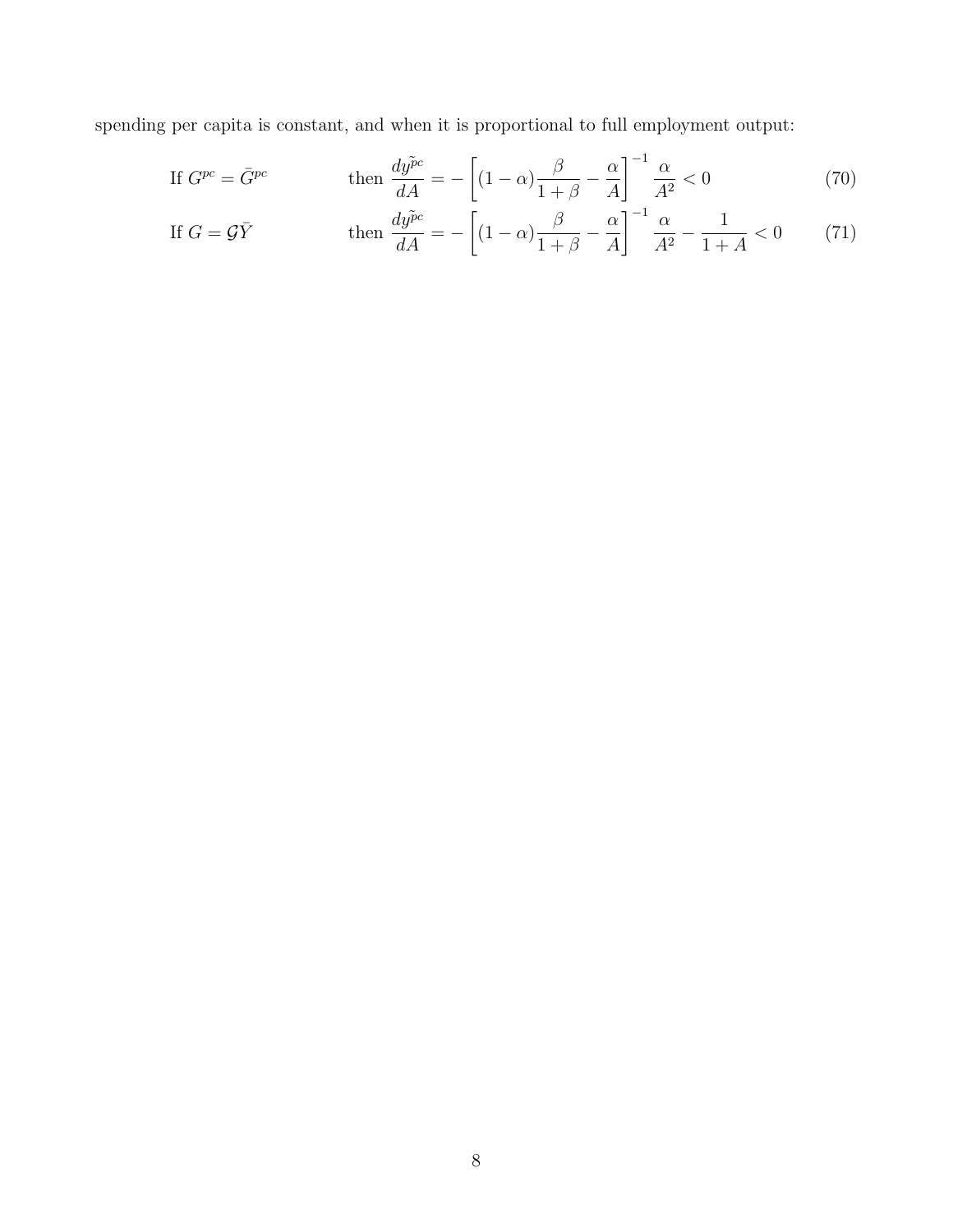spending per capita is constant, and when it is proportional to full employment output:

$$\text{If } G^{pc} = \bar{G}^{pc} \qquad \text{then } \frac{d\tilde{y^{pc}}}{dA} = -\left[(1-\alpha)\frac{\beta}{1+\beta} - \frac{\alpha}{A}\right]^{-1} \frac{\alpha}{A^2} < 0 \tag{70}$$

$$\text{If } G = \mathcal{G}\bar{Y} \qquad \text{then } \frac{d\tilde{y^{pc}}}{dA} = -\left[(1-\alpha)\frac{\beta}{1+\beta} - \frac{\alpha}{A}\right]^{-1} \frac{\alpha}{A^2} - \frac{1}{1+A} < 0 \tag{71}$$